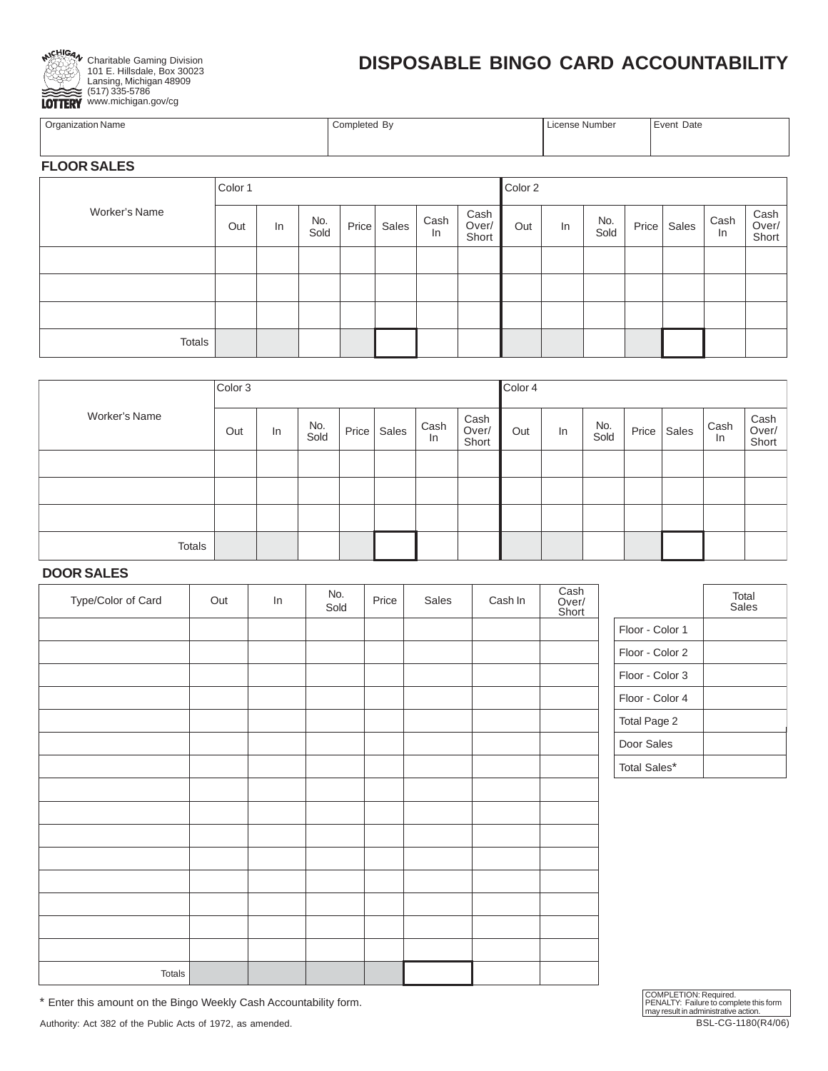Charitable Gaming Division
101 E. Hillsdale, Box 30023
Lansing, Michigan 48909
(517) 335-5786
www.michigan.gov/cg

# DISPOSABLE BINGO CARD ACCOUNTABILITY

| Organization Name | Completed By | License Number | Event Date |
|---|---|---|---|
| | | | |

## FLOOR SALES

| Worker's Name | Color 1 | | | | | | | Color 2 | | | | | | |
|---|---|---|---|---|---|---|---|---|---|---|---|---|---|---|
| | Out | In | No. Sold | Price | Sales | Cash In | Cash Over/ Short | Out | In | No. Sold | Price | Sales | Cash In | Cash Over/ Short |
| | | | | | | | | | | | | | | |
| | | | | | | | | | | | | | | |
| | | | | | | | | | | | | | | |
| Totals | | | | | | | | | | | | | | |

| Worker's Name | Color 3 | | | | | | | Color 4 | | | | | | |
|---|---|---|---|---|---|---|---|---|---|---|---|---|---|---|
| | Out | In | No. Sold | Price | Sales | Cash In | Cash Over/ Short | Out | In | No. Sold | Price | Sales | Cash In | Cash Over/ Short |
| | | | | | | | | | | | | | | |
| | | | | | | | | | | | | | | |
| | | | | | | | | | | | | | | |
| Totals | | | | | | | | | | | | | | |

## DOOR SALES

| Type/Color of Card | Out | In | No. Sold | Price | Sales | Cash In | Cash Over/ Short |
|---|---|---|---|---|---|---|---|
| | | | | | | | |
| | | | | | | | |
| | | | | | | | |
| | | | | | | | |
| | | | | | | | |
| | | | | | | | |
| | | | | | | | |
| | | | | | | | |
| | | | | | | | |
| | | | | | | | |
| | | | | | | | |
| | | | | | | | |
| | | | | | | | |
| | | | | | | | |
| | | | | | | | |
| Totals | | | | | | | |

| | Total Sales |
|---|---|
| Floor - Color 1 | |
| Floor - Color 2 | |
| Floor - Color 3 | |
| Floor - Color 4 | |
| Total Page 2 | |
| Door Sales | |
| Total Sales* | |

* Enter this amount on the Bingo Weekly Cash Accountability form.

Authority: Act 382 of the Public Acts of 1972, as amended.

COMPLETION: Required.
PENALTY: Failure to complete this form may result in administrative action.

BSL-CG-1180(R4/06)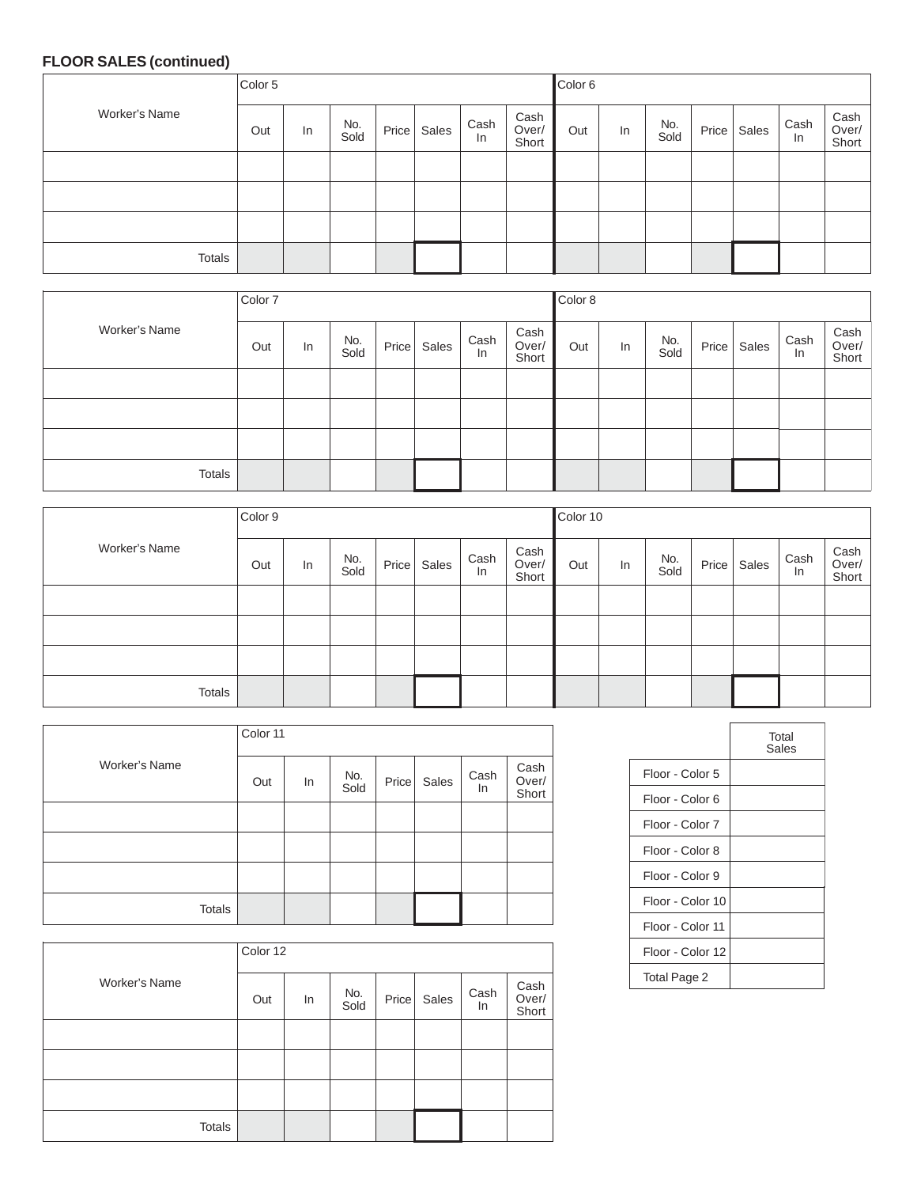**FLOOR SALES (continued)**

| Worker's Name | Color 5 | | | | | | | Color 6 | | | | | | |
|---|---|---|---|---|---|---|---|---|---|---|---|---|---|---|
| | Out | In | No. Sold | Price | Sales | Cash In | Cash Over/ Short | Out | In | No. Sold | Price | Sales | Cash In | Cash Over/ Short |
| | | | | | | | | | | | | | | |
| | | | | | | | | | | | | | | |
| | | | | | | | | | | | | | | |
| Totals | | | | | | | | | | | | | | |

| Worker's Name | Color 7 | | | | | | | Color 8 | | | | | | |
|---|---|---|---|---|---|---|---|---|---|---|---|---|---|---|
| | Out | In | No. Sold | Price | Sales | Cash In | Cash Over/ Short | Out | In | No. Sold | Price | Sales | Cash In | Cash Over/ Short |
| | | | | | | | | | | | | | | |
| | | | | | | | | | | | | | | |
| | | | | | | | | | | | | | | |
| Totals | | | | | | | | | | | | | | |

| Worker's Name | Color 9 | | | | | | | Color 10 | | | | | | |
|---|---|---|---|---|---|---|---|---|---|---|---|---|---|---|
| | Out | In | No. Sold | Price | Sales | Cash In | Cash Over/ Short | Out | In | No. Sold | Price | Sales | Cash In | Cash Over/ Short |
| | | | | | | | | | | | | | | |
| | | | | | | | | | | | | | | |
| | | | | | | | | | | | | | | |
| Totals | | | | | | | | | | | | | | |

| Worker's Name | Color 11 | | | | | | |
|---|---|---|---|---|---|---|---|
| | Out | In | No. Sold | Price | Sales | Cash In | Cash Over/ Short |
| | | | | | | | |
| | | | | | | | |
| | | | | | | | |
| Totals | | | | | | | |

| Worker's Name | Color 12 | | | | | | |
|---|---|---|---|---|---|---|---|
| | Out | In | No. Sold | Price | Sales | Cash In | Cash Over/ Short |
| | | | | | | | |
| | | | | | | | |
| | | | | | | | |
| Totals | | | | | | | |

| | Total Sales |
|---|---|
| Floor - Color 5 | |
| Floor - Color 6 | |
| Floor - Color 7 | |
| Floor - Color 8 | |
| Floor - Color 9 | |
| Floor - Color 10 | |
| Floor - Color 11 | |
| Floor - Color 12 | |
| Total Page 2 | |